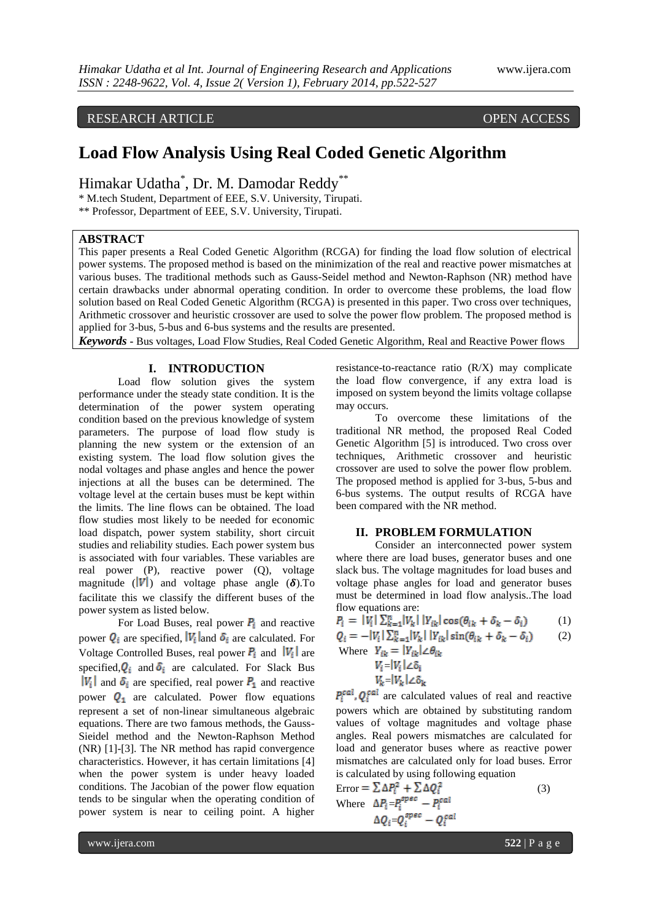RESEARCH ARTICLE OPEN ACCESS

# Load Flow Analysis Using Real Coded Genetic Algorithm

Himakar Udatha[*], Dr. M. Damodar Reddy[**]

[*] M.tech Student, Department of EEE, S.V. University, Tirupati.

[**] Professor, Department of EEE, S.V. University, Tirupati.

## ABSTRACT

This paper presents a Real Coded Genetic Algorithm (RCGA) for finding the load flow solution of electrical power systems. The proposed method is based on the minimization of the real and reactive power mismatches at various buses. The traditional methods such as Gauss-Seidel method and Newton-Raphson (NR) method have certain drawbacks under abnormal operating condition. In order to overcome these problems, the load flow solution based on Real Coded Genetic Algorithm (RCGA) is presented in this paper. Two cross over techniques, Arithmetic crossover and heuristic crossover are used to solve the power flow problem. The proposed method is applied for 3-bus, 5-bus and 6-bus systems and the results are presented.

***Keywords*** **-** Bus voltages, Load Flow Studies, Real Coded Genetic Algorithm, Real and Reactive Power flows

## I. INTRODUCTION

Load flow solution gives the system performance under the steady state condition. It is the determination of the power system operating condition based on the previous knowledge of system parameters. The purpose of load flow study is planning the new system or the extension of an existing system. The load flow solution gives the nodal voltages and phase angles and hence the power injections at all the buses can be determined. The voltage level at the certain buses must be kept within the limits. The line flows can be obtained. The load flow studies most likely to be needed for economic load dispatch, power system stability, short circuit studies and reliability studies. Each power system bus is associated with four variables. These variables are real power (P), reactive power (Q), voltage magnitude ($|V|$) and voltage phase angle ($\boldsymbol{\delta}$).To facilitate this we classify the different buses of the power system as listed below.

For Load Buses, real power $P_i$ and reactive power $Q_i$ are specified, $|V_i|$and $\delta_i$ are calculated. For Voltage Controlled Buses, real power $P_i$ and $|V_i|$ are specified,$Q_i$ and $\delta_i$ are calculated. For Slack Bus $|V_1|$ and $\delta_1$ are specified, real power $P_1$ and reactive power $Q_1$ are calculated. Power flow equations represent a set of non-linear simultaneous algebraic equations. There are two famous methods, the Gauss-Sieidel method and the Newton-Raphson Method (NR) [1]-[3]. The NR method has rapid convergence characteristics. However, it has certain limitations [4] when the power system is under heavy loaded conditions. The Jacobian of the power flow equation tends to be singular when the operating condition of power system is near to ceiling point. A higher resistance-to-reactance ratio (R/X) may complicate the load flow convergence, if any extra load is imposed on system beyond the limits voltage collapse may occurs.

To overcome these limitations of the traditional NR method, the proposed Real Coded Genetic Algorithm [5] is introduced. Two cross over techniques, Arithmetic crossover and heuristic crossover are used to solve the power flow problem. The proposed method is applied for 3-bus, 5-bus and 6-bus systems. The output results of RCGA have been compared with the NR method.

## II. PROBLEM FORMULATION

Consider an interconnected power system where there are load buses, generator buses and one slack bus. The voltage magnitudes for load buses and voltage phase angles for load and generator buses must be determined in load flow analysis..The load flow equations are:

$$P_i = |V_i| \sum_{k=1}^{n} |V_k| \, |Y_{ik}| \cos(\theta_{ik} + \delta_k - \delta_i) \quad (1)$$

$$Q_i = -|V_i| \sum_{k=1}^{n} |V_k| \, |Y_{ik}| \sin(\theta_{ik} + \delta_k - \delta_i) \quad (2)$$

Where $Y_{ik} = |Y_{ik}| \angle \theta_{ik}$

$V_i = |V_i| \angle \delta_i$

$V_k = |V_k| \angle \delta_k$

$P_i^{cal}, Q_i^{cal}$ are calculated values of real and reactive powers which are obtained by substituting random values of voltage magnitudes and voltage phase angles. Real powers mismatches are calculated for load and generator buses where as reactive power mismatches are calculated only for load buses. Error is calculated by using following equation

$$\text{Error} = \sum \Delta P_i^2 + \sum \Delta Q_i^2 \quad (3)$$

Where $\Delta P_i = P_i^{spec} - P_i^{cal}$

$\Delta Q_i = Q_i^{spec} - Q_i^{cal}$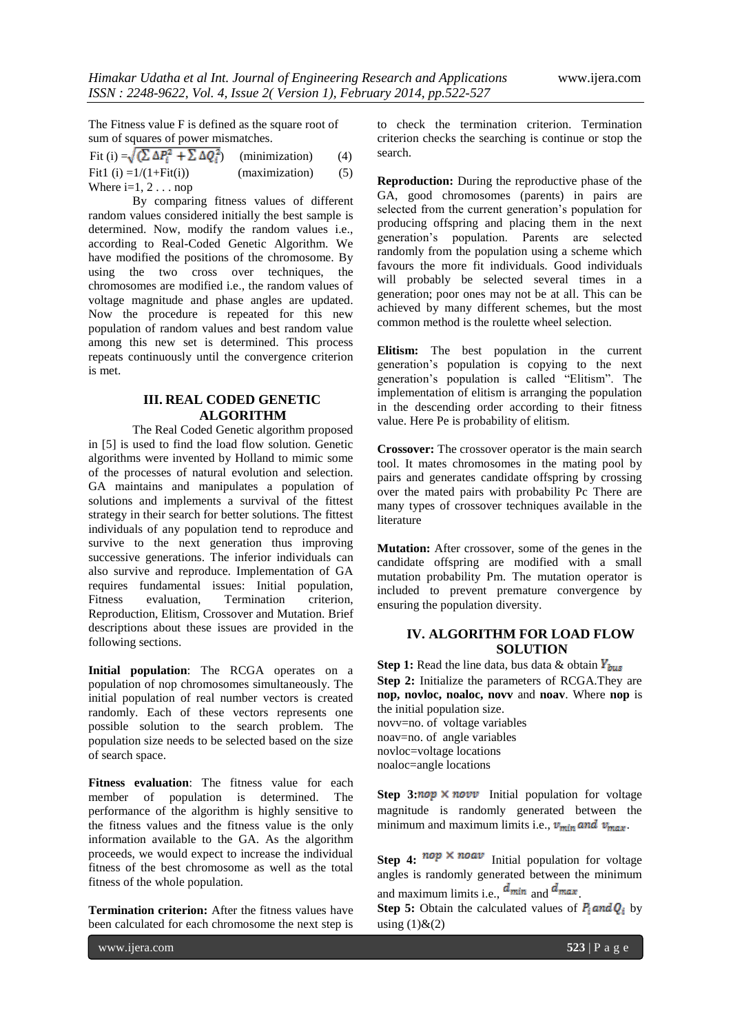The Fitness value F is defined as the square root of sum of squares of power mismatches.

$$\text{Fit}(i) = \sqrt{\left(\sum \Delta P_i^2 + \sum \Delta Q_i^2\right)} \quad \text{(minimization)} \qquad (4)$$

$$\text{Fit1}(i) = 1/(1+\text{Fit}(i)) \quad \text{(maximization)} \qquad (5)$$

Where i=1, 2 . . . nop

By comparing fitness values of different random values considered initially the best sample is determined. Now, modify the random values i.e., according to Real-Coded Genetic Algorithm. We have modified the positions of the chromosome. By using the two cross over techniques, the chromosomes are modified i.e., the random values of voltage magnitude and phase angles are updated. Now the procedure is repeated for this new population of random values and best random value among this new set is determined. This process repeats continuously until the convergence criterion is met.

## III. REAL CODED GENETIC ALGORITHM

The Real Coded Genetic algorithm proposed in [5] is used to find the load flow solution. Genetic algorithms were invented by Holland to mimic some of the processes of natural evolution and selection. GA maintains and manipulates a population of solutions and implements a survival of the fittest strategy in their search for better solutions. The fittest individuals of any population tend to reproduce and survive to the next generation thus improving successive generations. The inferior individuals can also survive and reproduce. Implementation of GA requires fundamental issues: Initial population, Fitness evaluation, Termination criterion, Reproduction, Elitism, Crossover and Mutation. Brief descriptions about these issues are provided in the following sections.

**Initial population**: The RCGA operates on a population of nop chromosomes simultaneously. The initial population of real number vectors is created randomly. Each of these vectors represents one possible solution to the search problem. The population size needs to be selected based on the size of search space.

**Fitness evaluation**: The fitness value for each member of population is determined. The performance of the algorithm is highly sensitive to the fitness values and the fitness value is the only information available to the GA. As the algorithm proceeds, we would expect to increase the individual fitness of the best chromosome as well as the total fitness of the whole population.

**Termination criterion:** After the fitness values have been calculated for each chromosome the next step is to check the termination criterion. Termination criterion checks the searching is continue or stop the search.

**Reproduction:** During the reproductive phase of the GA, good chromosomes (parents) in pairs are selected from the current generation's population for producing offspring and placing them in the next generation's population. Parents are selected randomly from the population using a scheme which favours the more fit individuals. Good individuals will probably be selected several times in a generation; poor ones may not be at all. This can be achieved by many different schemes, but the most common method is the roulette wheel selection.

**Elitism:** The best population in the current generation's population is copying to the next generation's population is called "Elitism". The implementation of elitism is arranging the population in the descending order according to their fitness value. Here Pe is probability of elitism.

**Crossover:** The crossover operator is the main search tool. It mates chromosomes in the mating pool by pairs and generates candidate offspring by crossing over the mated pairs with probability Pc There are many types of crossover techniques available in the literature

**Mutation:** After crossover, some of the genes in the candidate offspring are modified with a small mutation probability Pm. The mutation operator is included to prevent premature convergence by ensuring the population diversity.

## IV. ALGORITHM FOR LOAD FLOW SOLUTION

**Step 1:** Read the line data, bus data & obtain $Y_{bus}$

**Step 2:** Initialize the parameters of RCGA.They are **nop, novloc, noaloc, novv** and **noav**. Where **nop** is the initial population size.

novv=no. of voltage variables

noav=no. of angle variables

novloc=voltage locations

noaloc=angle locations

**Step 3:**$nop \times novv$ Initial population for voltage magnitude is randomly generated between the minimum and maximum limits i.e., $v_{min}$ and $v_{max}$.

**Step 4:** $nop \times noav$ Initial population for voltage angles is randomly generated between the minimum and maximum limits i.e., $d_{min}$ and $d_{max}$.

**Step 5:** Obtain the calculated values of $P_i$ and $Q_i$ by using (1)&(2)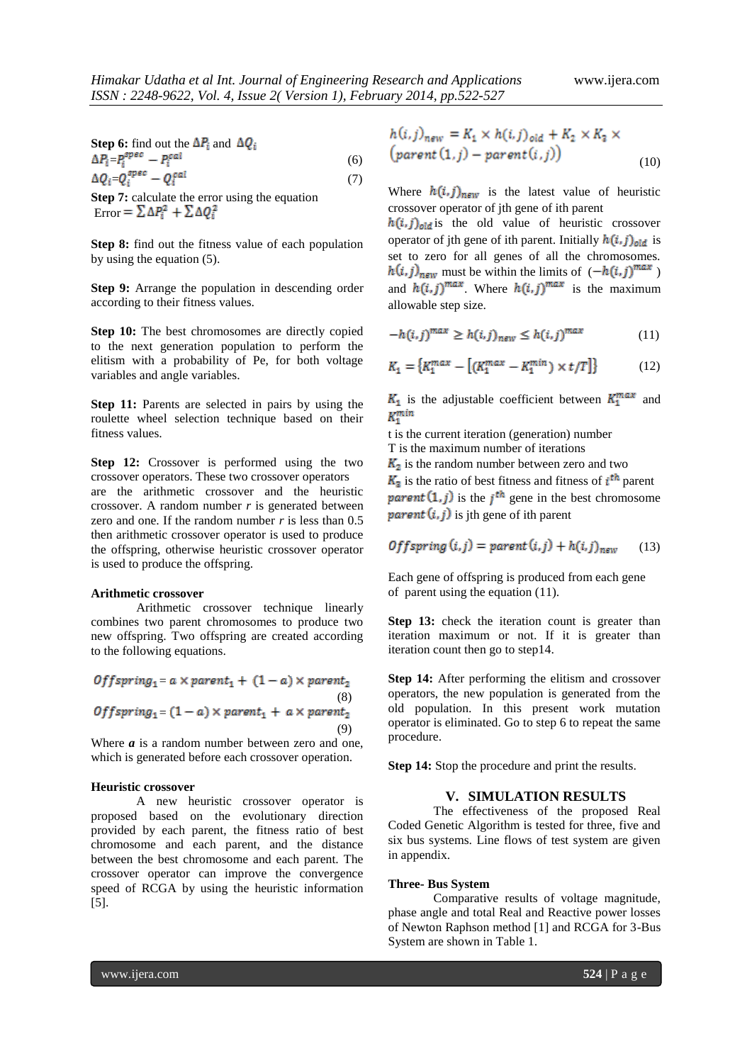**Step 6:** find out the $\Delta P_i$ and $\Delta Q_i$

$$\Delta P_i = P_i^{spec} - P_i^{cal} \quad (6)$$

$$\Delta Q_i = Q_i^{spec} - Q_i^{cal} \quad (7)$$

**Step 7:** calculate the error using the equation
$\text{Error} = \sum \Delta P_i^2 + \sum \Delta Q_i^2$

**Step 8:** find out the fitness value of each population by using the equation (5).

**Step 9:** Arrange the population in descending order according to their fitness values.

**Step 10:** The best chromosomes are directly copied to the next generation population to perform the elitism with a probability of Pe, for both voltage variables and angle variables.

**Step 11:** Parents are selected in pairs by using the roulette wheel selection technique based on their fitness values.

**Step 12:** Crossover is performed using the two crossover operators. These two crossover operators are the arithmetic crossover and the heuristic crossover. A random number *r* is generated between zero and one. If the random number *r* is less than 0.5 then arithmetic crossover operator is used to produce the offspring, otherwise heuristic crossover operator is used to produce the offspring.

**Arithmetic crossover**

Arithmetic crossover technique linearly combines two parent chromosomes to produce two new offspring. Two offspring are created according to the following equations.

$$Offspring_1 = a \times parent_1 + (1-a) \times parent_2 \quad (8)$$

$$Offspring_1 = (1-a) \times parent_1 + a \times parent_2 \quad (9)$$

Where $\boldsymbol{a}$ is a random number between zero and one, which is generated before each crossover operation.

**Heuristic crossover**

A new heuristic crossover operator is proposed based on the evolutionary direction provided by each parent, the fitness ratio of best chromosome and each parent, and the distance between the best chromosome and each parent. The crossover operator can improve the convergence speed of RCGA by using the heuristic information [5].

$$h(i,j)_{new} = K_1 \times h(i,j)_{old} + K_2 \times K_3 \times (parent(1,j) - parent(i,j)) \quad (10)$$

Where $h(i,j)_{new}$ is the latest value of heuristic crossover operator of jth gene of ith parent
$h(i,j)_{old}$ is the old value of heuristic crossover operator of jth gene of ith parent. Initially $h(i,j)_{old}$ is set to zero for all genes of all the chromosomes. $h(i,j)_{new}$ must be within the limits of ($-h(i,j)^{max}$) and $h(i,j)^{max}$. Where $h(i,j)^{max}$ is the maximum allowable step size.

$$-h(i,j)^{max} \geq h(i,j)_{new} \leq h(i,j)^{max} \quad (11)$$

$$K_1 = \{K_1^{max} - [(K_1^{max} - K_1^{min}) \times t/T]\} \quad (12)$$

$K_1$ is the adjustable coefficient between $K_1^{max}$ and $K_1^{min}$
t is the current iteration (generation) number
T is the maximum number of iterations
$K_2$ is the random number between zero and two
$K_3$ is the ratio of best fitness and fitness of $i^{th}$ parent
$parent(1,j)$ is the $j^{th}$ gene in the best chromosome
$parent(i,j)$ is jth gene of ith parent

$$Offspring(i,j) = parent(i,j) + h(i,j)_{new} \quad (13)$$

Each gene of offspring is produced from each gene of parent using the equation (11).

**Step 13:** check the iteration count is greater than iteration maximum or not. If it is greater than iteration count then go to step14.

**Step 14:** After performing the elitism and crossover operators, the new population is generated from the old population. In this present work mutation operator is eliminated. Go to step 6 to repeat the same procedure.

**Step 14:** Stop the procedure and print the results.

## V. SIMULATION RESULTS

The effectiveness of the proposed Real Coded Genetic Algorithm is tested for three, five and six bus systems. Line flows of test system are given in appendix.

**Three- Bus System**

Comparative results of voltage magnitude, phase angle and total Real and Reactive power losses of Newton Raphson method [1] and RCGA for 3-Bus System are shown in Table 1.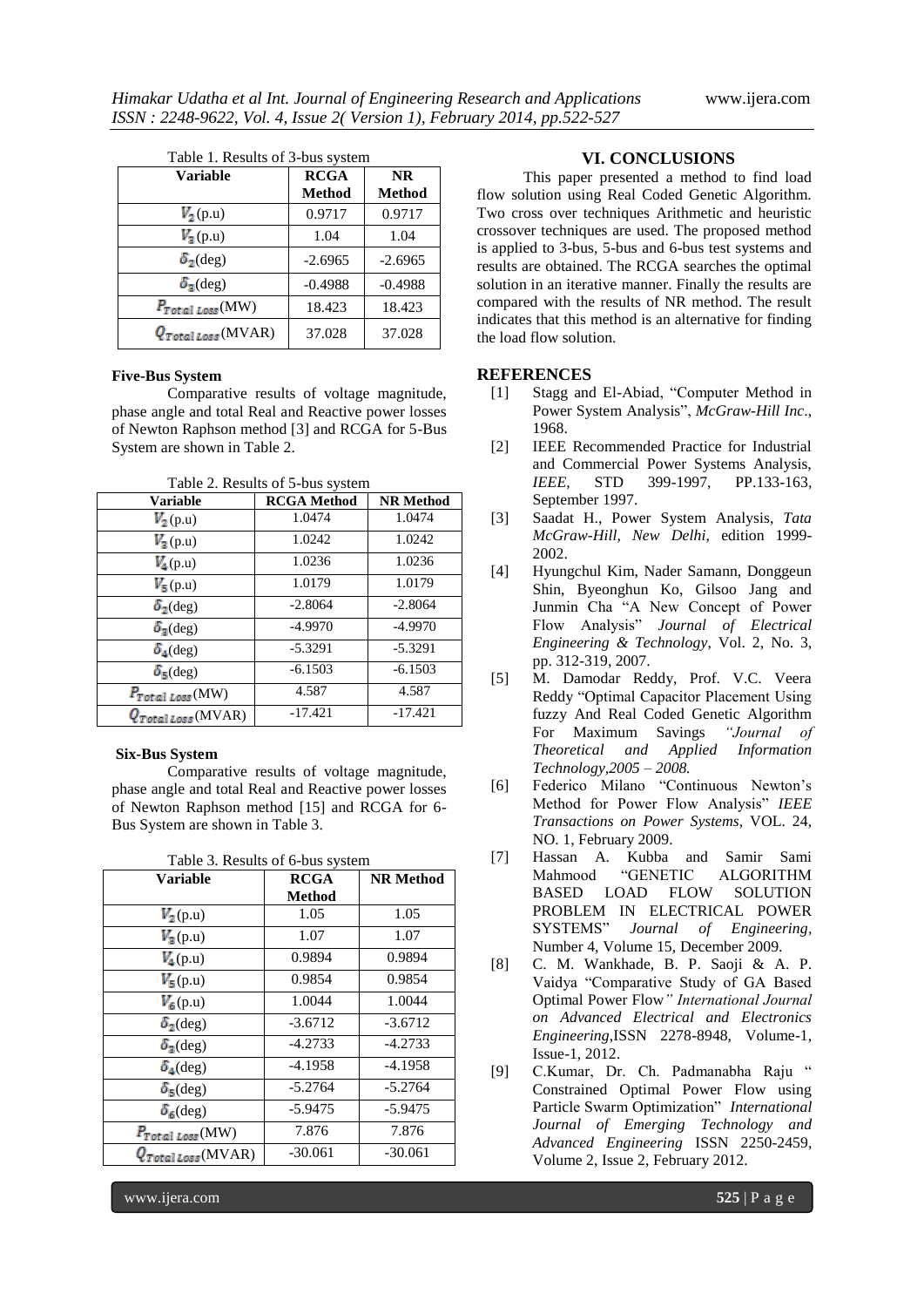Table 1. Results of 3-bus system

| Variable | RCGA Method | NR Method |
|---|---|---|
| $V_2$(p.u) | 0.9717 | 0.9717 |
| $V_3$(p.u) | 1.04 | 1.04 |
| $\delta_2$(deg) | -2.6965 | -2.6965 |
| $\delta_3$(deg) | -0.4988 | -0.4988 |
| $P_{Total\ Loss}$(MW) | 18.423 | 18.423 |
| $Q_{Total\ Loss}$(MVAR) | 37.028 | 37.028 |

**Five-Bus System**

Comparative results of voltage magnitude, phase angle and total Real and Reactive power losses of Newton Raphson method [3] and RCGA for 5-Bus System are shown in Table 2.

Table 2. Results of 5-bus system

| Variable | RCGA Method | NR Method |
|---|---|---|
| $V_2$(p.u) | 1.0474 | 1.0474 |
| $V_3$(p.u) | 1.0242 | 1.0242 |
| $V_4$(p.u) | 1.0236 | 1.0236 |
| $V_5$(p.u) | 1.0179 | 1.0179 |
| $\delta_2$(deg) | -2.8064 | -2.8064 |
| $\delta_3$(deg) | -4.9970 | -4.9970 |
| $\delta_4$(deg) | -5.3291 | -5.3291 |
| $\delta_5$(deg) | -6.1503 | -6.1503 |
| $P_{Total\ Loss}$(MW) | 4.587 | 4.587 |
| $Q_{Total\ Loss}$(MVAR) | -17.421 | -17.421 |

**Six-Bus System**

Comparative results of voltage magnitude, phase angle and total Real and Reactive power losses of Newton Raphson method [15] and RCGA for 6-Bus System are shown in Table 3.

Table 3. Results of 6-bus system

| Variable | RCGA Method | NR Method |
|---|---|---|
| $V_2$(p.u) | 1.05 | 1.05 |
| $V_3$(p.u) | 1.07 | 1.07 |
| $V_4$(p.u) | 0.9894 | 0.9894 |
| $V_5$(p.u) | 0.9854 | 0.9854 |
| $V_6$(p.u) | 1.0044 | 1.0044 |
| $\delta_2$(deg) | -3.6712 | -3.6712 |
| $\delta_3$(deg) | -4.2733 | -4.2733 |
| $\delta_4$(deg) | -4.1958 | -4.1958 |
| $\delta_5$(deg) | -5.2764 | -5.2764 |
| $\delta_6$(deg) | -5.9475 | -5.9475 |
| $P_{Total\ Loss}$(MW) | 7.876 | 7.876 |
| $Q_{Total\ Loss}$(MVAR) | -30.061 | -30.061 |

## VI. CONCLUSIONS

This paper presented a method to find load flow solution using Real Coded Genetic Algorithm. Two cross over techniques Arithmetic and heuristic crossover techniques are used. The proposed method is applied to 3-bus, 5-bus and 6-bus test systems and results are obtained. The RCGA searches the optimal solution in an iterative manner. Finally the results are compared with the results of NR method. The result indicates that this method is an alternative for finding the load flow solution.

## REFERENCES

[1] Stagg and El-Abiad, "Computer Method in Power System Analysis", *McGraw-Hill Inc*., 1968.

[2] IEEE Recommended Practice for Industrial and Commercial Power Systems Analysis, *IEEE*, STD 399-1997, PP.133-163, September 1997.

[3] Saadat H., Power System Analysis, *Tata McGraw-Hill, New Delhi*, edition 1999-2002.

[4] Hyungchul Kim, Nader Samann, Donggeun Shin, Byeonghun Ko, Gilsoo Jang and Junmin Cha "A New Concept of Power Flow Analysis" *Journal of Electrical Engineering & Technology*, Vol. 2, No. 3, pp. 312-319, 2007.

[5] M. Damodar Reddy, Prof. V.C. Veera Reddy "Optimal Capacitor Placement Using fuzzy And Real Coded Genetic Algorithm For Maximum Savings *"Journal of Theoretical and Applied Information Technology,2005 – 2008.*

[6] Federico Milano "Continuous Newton's Method for Power Flow Analysis" *IEEE Transactions on Power Systems*, VOL. 24, NO. 1, February 2009.

[7] Hassan A. Kubba and Samir Sami Mahmood "GENETIC ALGORITHM BASED LOAD FLOW SOLUTION PROBLEM IN ELECTRICAL POWER SYSTEMS" *Journal of Engineering*, Number 4, Volume 15, December 2009.

[8] C. M. Wankhade, B. P. Saoji & A. P. Vaidya "Comparative Study of GA Based Optimal Power Flow*" International Journal on Advanced Electrical and Electronics Engineering*,ISSN 2278-8948, Volume-1, Issue-1, 2012.

[9] C.Kumar, Dr. Ch. Padmanabha Raju " Constrained Optimal Power Flow using Particle Swarm Optimization" *International Journal of Emerging Technology and Advanced Engineering* ISSN 2250-2459, Volume 2, Issue 2, February 2012.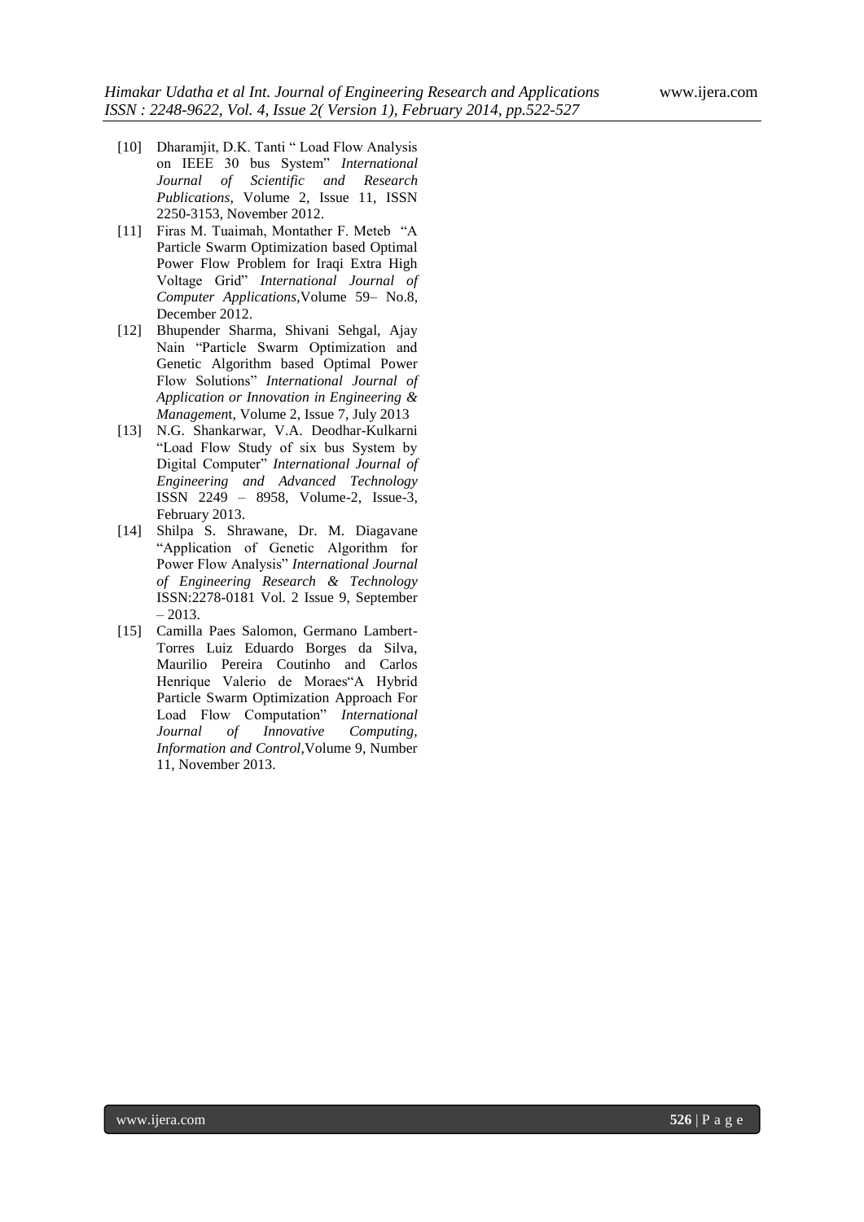[10] Dharamjit, D.K. Tanti " Load Flow Analysis on IEEE 30 bus System" *International Journal of Scientific and Research Publications*, Volume 2, Issue 11, ISSN 2250-3153, November 2012.

[11] Firas M. Tuaimah, Montather F. Meteb "A Particle Swarm Optimization based Optimal Power Flow Problem for Iraqi Extra High Voltage Grid" *International Journal of Computer Applications*,Volume 59– No.8, December 2012.

[12] Bhupender Sharma, Shivani Sehgal, Ajay Nain "Particle Swarm Optimization and Genetic Algorithm based Optimal Power Flow Solutions" *International Journal of Application or Innovation in Engineering & Management*, Volume 2, Issue 7, July 2013

[13] N.G. Shankarwar, V.A. Deodhar-Kulkarni "Load Flow Study of six bus System by Digital Computer" *International Journal of Engineering and Advanced Technology* ISSN 2249 – 8958, Volume-2, Issue-3, February 2013.

[14] Shilpa S. Shrawane, Dr. M. Diagavane "Application of Genetic Algorithm for Power Flow Analysis" *International Journal of Engineering Research & Technology* ISSN:2278-0181 Vol. 2 Issue 9, September – 2013.

[15] Camilla Paes Salomon, Germano Lambert-Torres Luiz Eduardo Borges da Silva, Maurilio Pereira Coutinho and Carlos Henrique Valerio de Moraes"A Hybrid Particle Swarm Optimization Approach For Load Flow Computation" *International Journal of Innovative Computing, Information and Control*,Volume 9, Number 11, November 2013.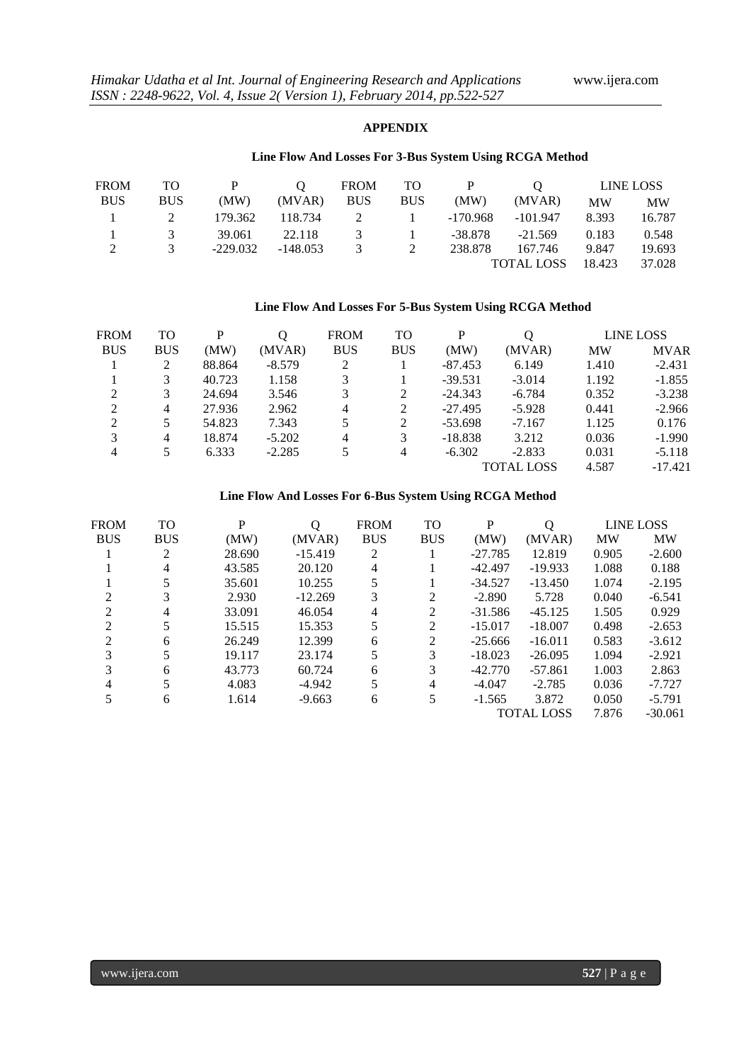## APPENDIX

### Line Flow And Losses For 3-Bus System Using RCGA Method

| FROM BUS | TO BUS | P (MW) | Q (MVAR) | FROM BUS | TO BUS | P (MW) | Q (MVAR) | LINE LOSS MW | LINE LOSS MW |
|---|---|---|---|---|---|---|---|---|---|
| 1 | 2 | 179.362 | 118.734 | 2 | 1 | -170.968 | -101.947 | 8.393 | 16.787 |
| 1 | 3 | 39.061 | 22.118 | 3 | 1 | -38.878 | -21.569 | 0.183 | 0.548 |
| 2 | 3 | -229.032 | -148.053 | 3 | 2 | 238.878 | 167.746 | 9.847 | 19.693 |
| | | | | | | | TOTAL LOSS | 18.423 | 37.028 |

### Line Flow And Losses For 5-Bus System Using RCGA Method

| FROM BUS | TO BUS | P (MW) | Q (MVAR) | FROM BUS | TO BUS | P (MW) | Q (MVAR) | LINE LOSS MW | LINE LOSS MVAR |
|---|---|---|---|---|---|---|---|---|---|
| 1 | 2 | 88.864 | -8.579 | 2 | 1 | -87.453 | 6.149 | 1.410 | -2.431 |
| 1 | 3 | 40.723 | 1.158 | 3 | 1 | -39.531 | -3.014 | 1.192 | -1.855 |
| 2 | 3 | 24.694 | 3.546 | 3 | 2 | -24.343 | -6.784 | 0.352 | -3.238 |
| 2 | 4 | 27.936 | 2.962 | 4 | 2 | -27.495 | -5.928 | 0.441 | -2.966 |
| 2 | 5 | 54.823 | 7.343 | 5 | 2 | -53.698 | -7.167 | 1.125 | 0.176 |
| 3 | 4 | 18.874 | -5.202 | 4 | 3 | -18.838 | 3.212 | 0.036 | -1.990 |
| 4 | 5 | 6.333 | -2.285 | 5 | 4 | -6.302 | -2.833 | 0.031 | -5.118 |
| | | | | | | | TOTAL LOSS | 4.587 | -17.421 |

### Line Flow And Losses For 6-Bus System Using RCGA Method

| FROM BUS | TO BUS | P (MW) | Q (MVAR) | FROM BUS | TO BUS | P (MW) | Q (MVAR) | LINE LOSS MW | LINE LOSS MW |
|---|---|---|---|---|---|---|---|---|---|
| 1 | 2 | 28.690 | -15.419 | 2 | 1 | -27.785 | 12.819 | 0.905 | -2.600 |
| 1 | 4 | 43.585 | 20.120 | 4 | 1 | -42.497 | -19.933 | 1.088 | 0.188 |
| 1 | 5 | 35.601 | 10.255 | 5 | 1 | -34.527 | -13.450 | 1.074 | -2.195 |
| 2 | 3 | 2.930 | -12.269 | 3 | 2 | -2.890 | 5.728 | 0.040 | -6.541 |
| 2 | 4 | 33.091 | 46.054 | 4 | 2 | -31.586 | -45.125 | 1.505 | 0.929 |
| 2 | 5 | 15.515 | 15.353 | 5 | 2 | -15.017 | -18.007 | 0.498 | -2.653 |
| 2 | 6 | 26.249 | 12.399 | 6 | 2 | -25.666 | -16.011 | 0.583 | -3.612 |
| 3 | 5 | 19.117 | 23.174 | 5 | 3 | -18.023 | -26.095 | 1.094 | -2.921 |
| 3 | 6 | 43.773 | 60.724 | 6 | 3 | -42.770 | -57.861 | 1.003 | 2.863 |
| 4 | 5 | 4.083 | -4.942 | 5 | 4 | -4.047 | -2.785 | 0.036 | -7.727 |
| 5 | 6 | 1.614 | -9.663 | 6 | 5 | -1.565 | 3.872 | 0.050 | -5.791 |
| | | | | | | | TOTAL LOSS | 7.876 | -30.061 |